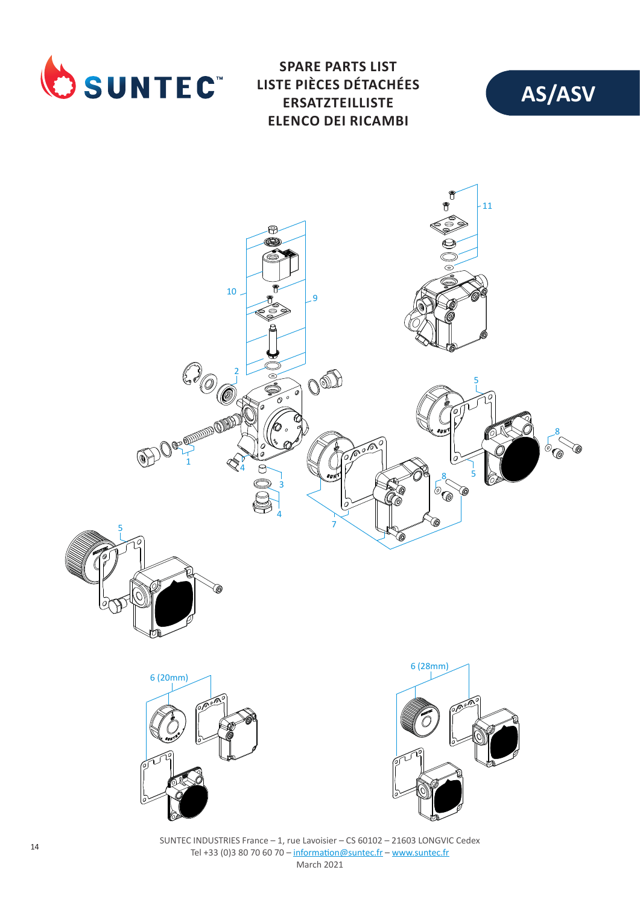# SPARE PARTS LIST
# LISTE PIÈCES DÉTACHÉES
# ERSATZTEILLISTE
# ELENCO DEI RICAMBI

## AS/ASV

11

10

9

2

5

8

1

4

3

4

7

8

5

5

6 (20mm)

6 (28mm)

SUNTEC INDUSTRIES France – 1, rue Lavoisier – CS 60102 – 21603 LONGVIC Cedex
Tel +33 (0)3 80 70 60 70 – information@suntec.fr – www.suntec.fr
March 2021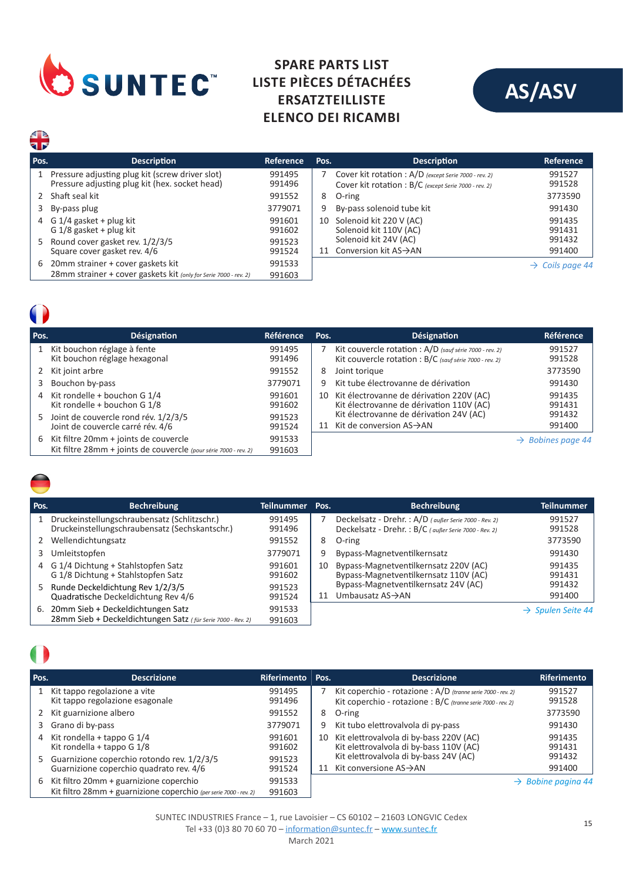SUNTEC™

# SPARE PARTS LIST
# LISTE PIÈCES DÉTACHÉES
# ERSATZTEILLISTE
# ELENCO DEI RICAMBI

## AS/ASV

| Pos. | Description | Reference | Pos. | Description | Reference |
|---|---|---|---|---|---|
| 1 | Pressure adjusting plug kit (screw driver slot)<br>Pressure adjusting plug kit (hex. socket head) | 991495<br>991496 | 7 | Cover kit rotation : A/D *(except Serie 7000 - rev. 2)*<br>Cover kit rotation : B/C *(except Serie 7000 - rev. 2)* | 991527<br>991528 |
| 2 | Shaft seal kit | 991552 | 8 | O-ring | 3773590 |
| 3 | By-pass plug | 3779071 | 9 | By-pass solenoid tube kit | 991430 |
| 4 | G 1/4 gasket + plug kit<br>G 1/8 gasket + plug kit | 991601<br>991602 | 10 | Solenoid kit 220 V (AC)<br>Solenoid kit 110V (AC)<br>Solenoid kit 24V (AC) | 991435<br>991431<br>991432 |
| 5 | Round cover gasket rev. 1/2/3/5<br>Square cover gasket rev. 4/6 | 991523<br>991524 | 11 | Conversion kit AS→AN | 991400 |
| 6 | 20mm strainer + cover gaskets kit<br>28mm strainer + cover gaskets kit *(only for Serie 7000 - rev. 2)* | 991533<br>991603 | | | |

→ *Coils page 44*

| Pos. | Désignation | Référence | Pos. | Désignation | Référence |
|---|---|---|---|---|---|
| 1 | Kit bouchon réglage à fente<br>Kit bouchon réglage hexagonal | 991495<br>991496 | 7 | Kit couvercle rotation : A/D *(sauf série 7000 - rev. 2)*<br>Kit couvercle rotation : B/C *(sauf série 7000 - rev. 2)* | 991527<br>991528 |
| 2 | Kit joint arbre | 991552 | 8 | Joint torique | 3773590 |
| 3 | Bouchon by-pass | 3779071 | 9 | Kit tube électrovanne de dérivation | 991430 |
| 4 | Kit rondelle + bouchon G 1/4<br>Kit rondelle + bouchon G 1/8 | 991601<br>991602 | 10 | Kit électrovanne de dérivation 220V (AC)<br>Kit électrovanne de dérivation 110V (AC)<br>Kit électrovanne de dérivation 24V (AC) | 991435<br>991431<br>991432 |
| 5 | Joint de couvercle rond rév. 1/2/3/5<br>Joint de couvercle carré rév. 4/6 | 991523<br>991524 | 11 | Kit de conversion AS→AN | 991400 |
| 6 | Kit filtre 20mm + joints de couvercle<br>Kit filtre 28mm + joints de couvercle *(pour série 7000 - rev. 2)* | 991533<br>991603 | | | |

→ *Bobines page 44*

| Pos. | Bechreibung | Teilnummer | Pos. | Bechreibung | Teilnummer |
|---|---|---|---|---|---|
| 1 | Druckeinstellungschraubensatz (Schlitzschr.)<br>Druckeinstellungschraubensatz (Sechskantschr.) | 991495<br>991496 | 7 | Deckelsatz - Drehr. : A/D *( außer Serie 7000 - Rev. 2)*<br>Deckelsatz - Drehr. : B/C *( außer Serie 7000 - Rev. 2)* | 991527<br>991528 |
| 2 | Wellendichtungsatz | 991552 | 8 | O-ring | 3773590 |
| 3 | Umleitstopfen | 3779071 | 9 | Bypass-Magnetventilkernsatz | 991430 |
| 4 | G 1/4 Dichtung + Stahlstopfen Satz<br>G 1/8 Dichtung + Stahlstopfen Satz | 991601<br>991602 | 10 | Bypass-Magnetventilkernsatz 220V (AC)<br>Bypass-Magnetventilkernsatz 110V (AC)<br>Bypass-Magnetventilkernsatz 24V (AC) | 991435<br>991431<br>991432 |
| 5 | Runde Deckeldichtung Rev 1/2/3/5<br>Quadratische Deckeldichtung Rev 4/6 | 991523<br>991524 | 11 | Umbausatz AS→AN | 991400 |
| 6. | 20mm Sieb + Deckeldichtungen Satz<br>28mm Sieb + Deckeldichtungen Satz *( für Serie 7000 - Rev. 2)* | 991533<br>991603 | | | |

→ *Spulen Seite 44*

| Pos. | Descrizione | Riferimento | Pos. | Descrizione | Riferimento |
|---|---|---|---|---|---|
| 1 | Kit tappo regolazione a vite<br>Kit tappo regolazione esagonale | 991495<br>991496 | 7 | Kit coperchio - rotazione : A/D *(tranne serie 7000 - rev. 2)*<br>Kit coperchio - rotazione : B/C *(tranne serie 7000 - rev. 2)* | 991527<br>991528 |
| 2 | Kit guarnizione albero | 991552 | 8 | O-ring | 3773590 |
| 3 | Grano di by-pass | 3779071 | 9 | Kit tubo elettrovalvola di py-pass | 991430 |
| 4 | Kit rondella + tappo G 1/4<br>Kit rondella + tappo G 1/8 | 991601<br>991602 | 10 | Kit elettrovalvola di by-bass 220V (AC)<br>Kit elettrovalvola di by-bass 110V (AC)<br>Kit elettrovalvola di by-bass 24V (AC) | 991435<br>991431<br>991432 |
| 5 | Guarnizione coperchio rotondo rev. 1/2/3/5<br>Guarnizione coperchio quadrato rev. 4/6 | 991523<br>991524 | 11 | Kit conversione AS→AN | 991400 |
| 6 | Kit filtro 20mm + guarnizione coperchio<br>Kit filtro 28mm + guarnizione coperchio *(per serie 7000 - rev. 2)* | 991533<br>991603 | | | |

→ *Bobine pagina 44*

SUNTEC INDUSTRIES France – 1, rue Lavoisier – CS 60102 – 21603 LONGVIC Cedex
Tel +33 (0)3 80 70 60 70 – information@suntec.fr – www.suntec.fr
March 2021